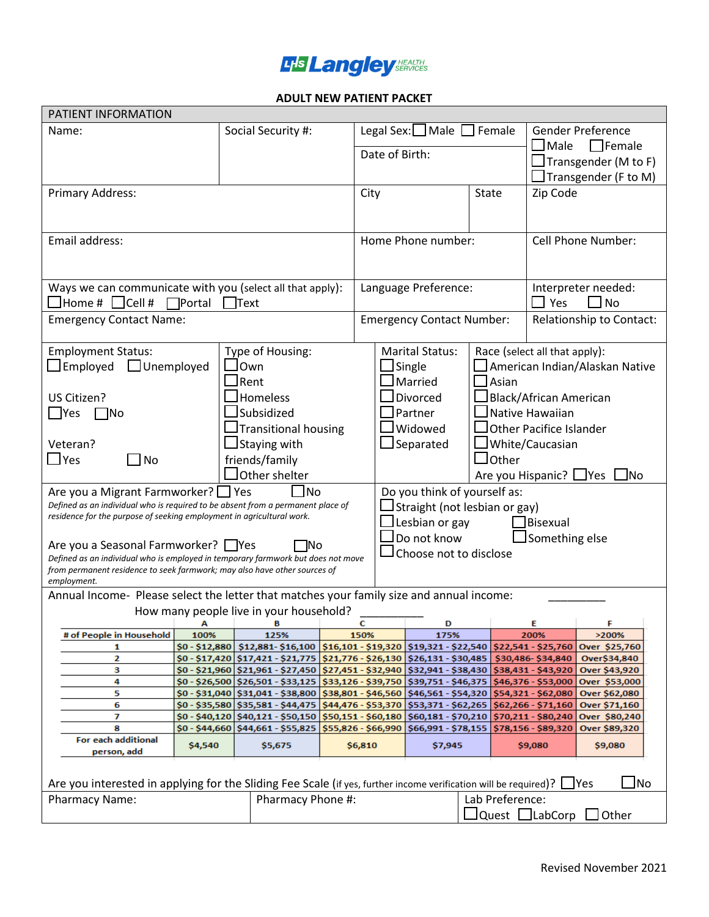**LHS Langley HEALTH SERVICES**

# ADULT NEW PATIENT PACKET

## PATIENT INFORMATION

| Name: | Social Security #: | Legal Sex: ☐ Male ☐ Female<br>Date of Birth: | Gender Preference<br>☐ Male ☐ Female<br>☐ Transgender (M to F)<br>☐ Transgender (F to M) |
|---|---|---|---|

| Primary Address: | City | State | Zip Code |
|---|---|---|---|

| Email address: | Home Phone number: | Cell Phone Number: |
|---|---|---|
| Ways we can communicate with you (select all that apply):<br>☐ Home # ☐ Cell # ☐ Portal ☐ Text | Language Preference: | Interpreter needed:<br>☐ Yes ☐ No |
| Emergency Contact Name: | Emergency Contact Number: | Relationship to Contact: |

| Employment Status:<br>☐ Employed ☐ Unemployed<br><br>US Citizen?<br>☐ Yes ☐ No<br><br>Veteran?<br>☐ Yes ☐ No | Type of Housing:<br>☐ Own<br>☐ Rent<br>☐ Homeless<br>☐ Subsidized<br>☐ Transitional housing<br>☐ Staying with friends/family<br>☐ Other shelter | Marital Status:<br>☐ Single<br>☐ Married<br>☐ Divorced<br>☐ Partner<br>☐ Widowed<br>☐ Separated | Race (select all that apply):<br>☐ American Indian/Alaskan Native<br>☐ Asian<br>☐ Black/African American<br>☐ Native Hawaiian<br>☐ Other Pacifice Islander<br>☐ White/Caucasian<br>☐ Other<br>Are you Hispanic? ☐ Yes ☐ No |
|---|---|---|---|

Are you a Migrant Farmworker? ☐ Yes ☐ No
*Defined as an individual who is required to be absent from a permanent place of residence for the purpose of seeking employment in agricultural work.*

Are you a Seasonal Farmworker? ☐ Yes ☐ No
*Defined as an individual who is employed in temporary farmwork but does not move from permanent residence to seek farmwork; may also have other sources of employment.*

Do you think of yourself as:
☐ Straight (not lesbian or gay)
☐ Lesbian or gay ☐ Bisexual
☐ Do not know ☐ Something else
☐ Choose not to disclose

Annual Income- Please select the letter that matches your family size and annual income: ________

How many people live in your household? __________

| | A | B | C | D | E | F |
|---|---|---|---|---|---|---|
| # of People in Household | 100% | 125% | 150% | 175% | 200% | >200% |
| 1 | $0 - $12,880 | $12,881- $16,100 | $16,101 - $19,320 | $19,321 - $22,540 | $22,541 - $25,760 | Over $25,760 |
| 2 | $0 - $17,420 | $17,421 - $21,775 | $21,776 - $26,130 | $26,131 - $30,485 | $30,486- $34,840 | Over$34,840 |
| 3 | $0 - $21,960 | $21,961 - $27,450 | $27,451 - $32,940 | $32,941 - $38,430 | $38,431 - $43,920 | Over $43,920 |
| 4 | $0 - $26,500 | $26,501 - $33,125 | $33,126 - $39,750 | $39,751 - $46,375 | $46,376 - $53,000 | Over $53,000 |
| 5 | $0 - $31,040 | $31,041 - $38,800 | $38,801 - $46,560 | $46,561 - $54,320 | $54,321 - $62,080 | Over $62,080 |
| 6 | $0 - $35,580 | $35,581 - $44,475 | $44,476 - $53,370 | $53,371 - $62,265 | $62,266 - $71,160 | Over $71,160 |
| 7 | $0 - $40,120 | $40,121 - $50,150 | $50,151 - $60,180 | $60,181 - $70,210 | $70,211 - $80,240 | Over $80,240 |
| 8 | $0 - $44,660 | $44,661 - $55,825 | $55,826 - $66,990 | $66,991 - $78,155 | $78,156 - $89,320 | Over $89,320 |
| For each additional person, add | $4,540 | $5,675 | $6,810 | $7,945 | $9,080 | $9,080 |

Are you interested in applying for the Sliding Fee Scale (if yes, further income verification will be required)? ☐ Yes ☐ No

| Pharmacy Name: | Pharmacy Phone #: | Lab Preference:<br>☐ Quest ☐ LabCorp ☐ Other |
|---|---|---|

Revised November 2021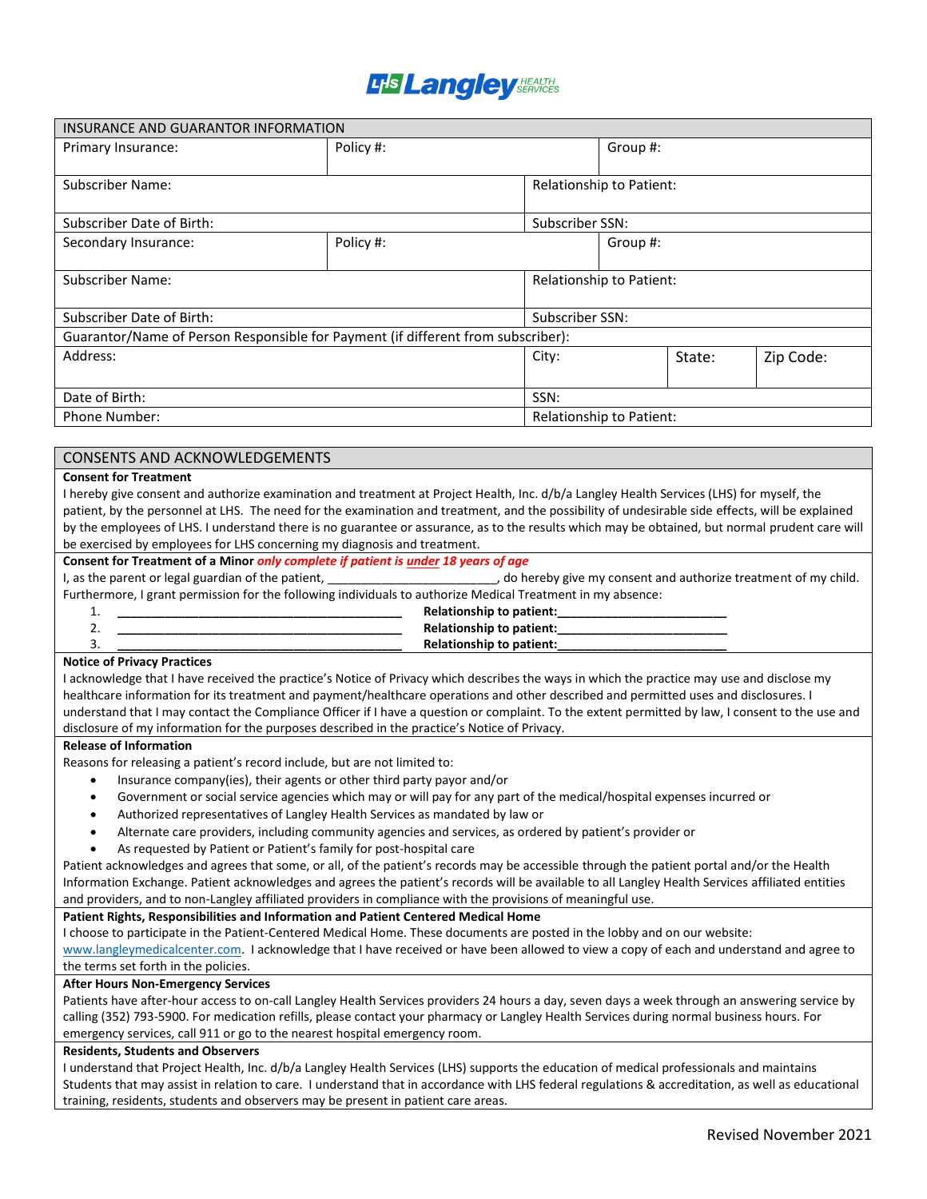LHS Langley HEALTH SERVICES

| INSURANCE AND GUARANTOR INFORMATION | | | | |
|---|---|---|---|---|
| Primary Insurance: | Policy #: | | Group #: | |
| Subscriber Name: | | Relationship to Patient: | | |
| Subscriber Date of Birth: | | Subscriber SSN: | | |
| Secondary Insurance: | Policy #: | | Group #: | |
| Subscriber Name: | | Relationship to Patient: | | |
| Subscriber Date of Birth: | | Subscriber SSN: | | |
| Guarantor/Name of Person Responsible for Payment (if different from subscriber): | | | | |
| Address: | | City: | State: | Zip Code: |
| Date of Birth: | | SSN: | | |
| Phone Number: | | Relationship to Patient: | | |

## CONSENTS AND ACKNOWLEDGEMENTS

**Consent for Treatment**

I hereby give consent and authorize examination and treatment at Project Health, Inc. d/b/a Langley Health Services (LHS) for myself, the patient, by the personnel at LHS. The need for the examination and treatment, and the possibility of undesirable side effects, will be explained by the employees of LHS. I understand there is no guarantee or assurance, as to the results which may be obtained, but normal prudent care will be exercised by employees for LHS concerning my diagnosis and treatment.

**Consent for Treatment of a Minor** ***only complete if patient is under 18 years of age***

I, as the parent or legal guardian of the patient, ________________________, do hereby give my consent and authorize treatment of my child. Furthermore, I grant permission for the following individuals to authorize Medical Treatment in my absence:

1. ________________________________________ **Relationship to patient:________________________**
2. ________________________________________ **Relationship to patient:________________________**
3. ________________________________________ **Relationship to patient:________________________**

**Notice of Privacy Practices**

I acknowledge that I have received the practice's Notice of Privacy which describes the ways in which the practice may use and disclose my healthcare information for its treatment and payment/healthcare operations and other described and permitted uses and disclosures. I understand that I may contact the Compliance Officer if I have a question or complaint. To the extent permitted by law, I consent to the use and disclosure of my information for the purposes described in the practice's Notice of Privacy.

**Release of Information**

Reasons for releasing a patient's record include, but are not limited to:

- Insurance company(ies), their agents or other third party payor and/or
- Government or social service agencies which may or will pay for any part of the medical/hospital expenses incurred or
- Authorized representatives of Langley Health Services as mandated by law or
- Alternate care providers, including community agencies and services, as ordered by patient's provider or
- As requested by Patient or Patient's family for post-hospital care

Patient acknowledges and agrees that some, or all, of the patient's records may be accessible through the patient portal and/or the Health Information Exchange. Patient acknowledges and agrees the patient's records will be available to all Langley Health Services affiliated entities and providers, and to non-Langley affiliated providers in compliance with the provisions of meaningful use.

**Patient Rights, Responsibilities and Information and Patient Centered Medical Home**

I choose to participate in the Patient-Centered Medical Home. These documents are posted in the lobby and on our website: www.langleymedicalcenter.com. I acknowledge that I have received or have been allowed to view a copy of each and understand and agree to the terms set forth in the policies.

**After Hours Non-Emergency Services**

Patients have after-hour access to on-call Langley Health Services providers 24 hours a day, seven days a week through an answering service by calling (352) 793-5900. For medication refills, please contact your pharmacy or Langley Health Services during normal business hours. For emergency services, call 911 or go to the nearest hospital emergency room.

**Residents, Students and Observers**

I understand that Project Health, Inc. d/b/a Langley Health Services (LHS) supports the education of medical professionals and maintains Students that may assist in relation to care. I understand that in accordance with LHS federal regulations & accreditation, as well as educational training, residents, students and observers may be present in patient care areas.

Revised November 2021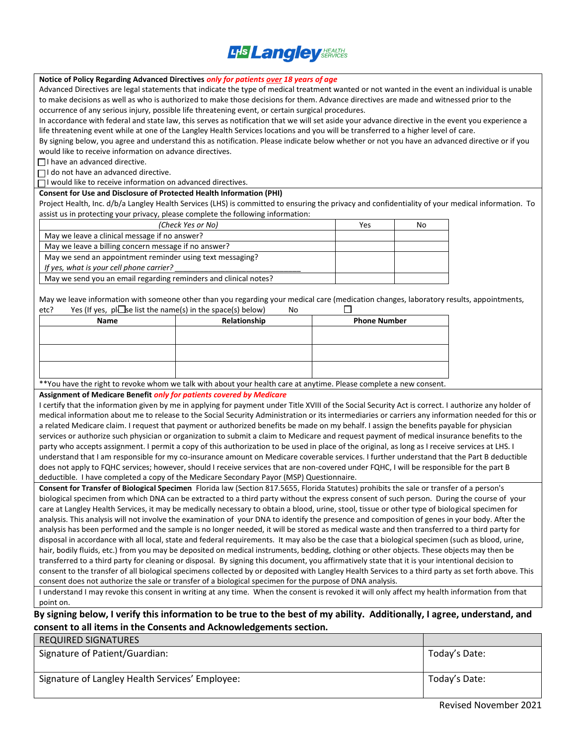**Notice of Policy Regarding Advanced Directives** *only for patients over 18 years of age*

Advanced Directives are legal statements that indicate the type of medical treatment wanted or not wanted in the event an individual is unable to make decisions as well as who is authorized to make those decisions for them. Advance directives are made and witnessed prior to the occurrence of any serious injury, possible life threatening event, or certain surgical procedures.

In accordance with federal and state law, this serves as notification that we will set aside your advance directive in the event you experience a life threatening event while at one of the Langley Health Services locations and you will be transferred to a higher level of care.

By signing below, you agree and understand this as notification. Please indicate below whether or not you have an advanced directive or if you would like to receive information on advance directives.

☐ I have an advanced directive.

☐ I do not have an advanced directive.

☐ I would like to receive information on advanced directives.

**Consent for Use and Disclosure of Protected Health Information (PHI)**

Project Health, Inc. d/b/a Langley Health Services (LHS) is committed to ensuring the privacy and confidentiality of your medical information. To assist us in protecting your privacy, please complete the following information:

| *(Check Yes or No)* | Yes | No |
|---|---|---|
| May we leave a clinical message if no answer? | | |
| May we leave a billing concern message if no answer? | | |
| May we send an appointment reminder using text messaging? *If yes, what is your cell phone carrier?* ______________________________ | | |
| May we send you an email regarding reminders and clinical notes? | | |

May we leave information with someone other than you regarding your medical care (medication changes, laboratory results, appointments, etc? Yes (If yes, please list the name(s) in the space(s) below) ☐ No ☐

| Name | Relationship | Phone Number |
|---|---|---|
| | | |
| | | |
| | | |

**You have the right to revoke whom we talk with about your health care at anytime. Please complete a new consent.

**Assignment of Medicare Benefit** *only for patients covered by Medicare*

I certify that the information given by me in applying for payment under Title XVIII of the Social Security Act is correct. I authorize any holder of medical information about me to release to the Social Security Administration or its intermediaries or carriers any information needed for this or a related Medicare claim. I request that payment or authorized benefits be made on my behalf. I assign the benefits payable for physician services or authorize such physician or organization to submit a claim to Medicare and request payment of medical insurance benefits to the party who accepts assignment. I permit a copy of this authorization to be used in place of the original, as long as I receive services at LHS. I understand that I am responsible for my co-insurance amount on Medicare coverable services. I further understand that the Part B deductible does not apply to FQHC services; however, should I receive services that are non-covered under FQHC, I will be responsible for the part B deductible. I have completed a copy of the Medicare Secondary Payor (MSP) Questionnaire.

**Consent for Transfer of Biological Specimen** Florida law (Section 817.5655, Florida Statutes) prohibits the sale or transfer of a person's biological specimen from which DNA can be extracted to a third party without the express consent of such person. During the course of your care at Langley Health Services, it may be medically necessary to obtain a blood, urine, stool, tissue or other type of biological specimen for analysis. This analysis will not involve the examination of your DNA to identify the presence and composition of genes in your body. After the analysis has been performed and the sample is no longer needed, it will be stored as medical waste and then transferred to a third party for disposal in accordance with all local, state and federal requirements. It may also be the case that a biological specimen (such as blood, urine, hair, bodily fluids, etc.) from you may be deposited on medical instruments, bedding, clothing or other objects. These objects may then be transferred to a third party for cleaning or disposal. By signing this document, you affirmatively state that it is your intentional decision to consent to the transfer of all biological specimens collected by or deposited with Langley Health Services to a third party as set forth above. This consent does not authorize the sale or transfer of a biological specimen for the purpose of DNA analysis.

I understand I may revoke this consent in writing at any time. When the consent is revoked it will only affect my health information from that point on.

**By signing below, I verify this information to be true to the best of my ability. Additionally, I agree, understand, and consent to all items in the Consents and Acknowledgements section.**

| REQUIRED SIGNATURES | |
|---|---|
| Signature of Patient/Guardian: | Today's Date: |
| Signature of Langley Health Services' Employee: | Today's Date: |

Revised November 2021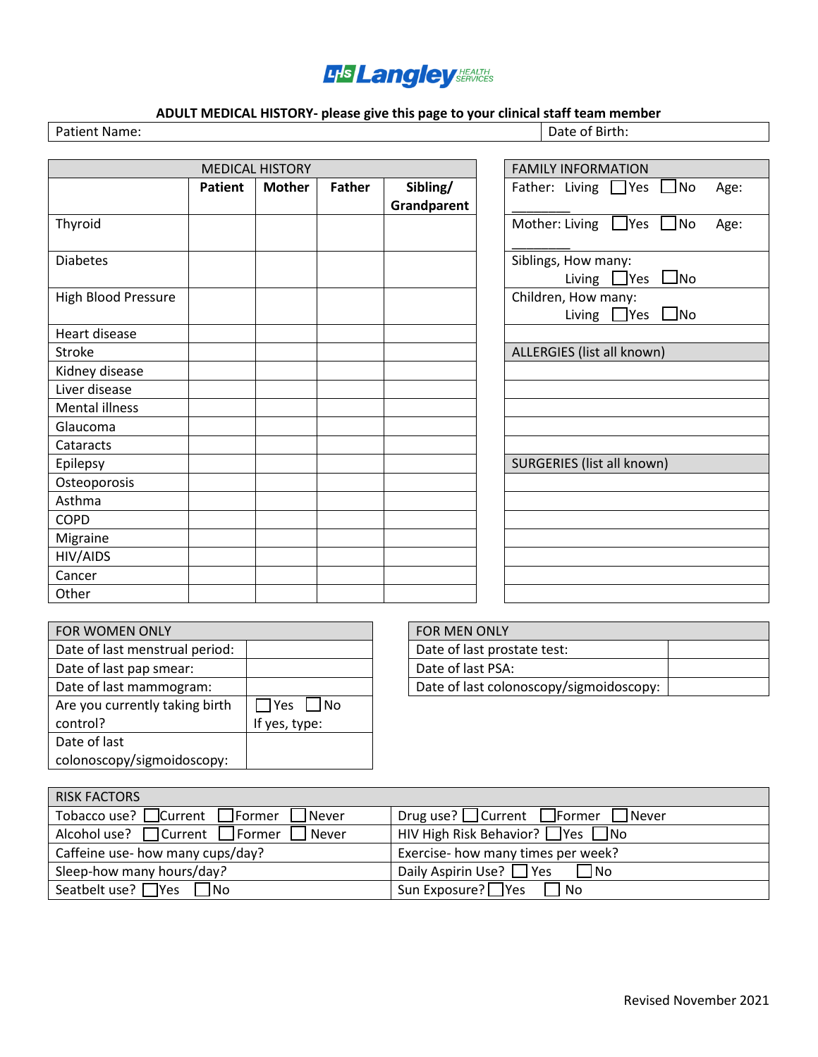Langley HEALTH SERVICES

## ADULT MEDICAL HISTORY- please give this page to your clinical staff team member

| Patient Name: | Date of Birth: |
|---|---|

| MEDICAL HISTORY | | | | |
|---|---|---|---|---|
| | **Patient** | **Mother** | **Father** | **Sibling/ Grandparent** |
| Thyroid | | | | |
| Diabetes | | | | |
| High Blood Pressure | | | | |
| Heart disease | | | | |
| Stroke | | | | |
| Kidney disease | | | | |
| Liver disease | | | | |
| Mental illness | | | | |
| Glaucoma | | | | |
| Cataracts | | | | |
| Epilepsy | | | | |
| Osteoporosis | | | | |
| Asthma | | | | |
| COPD | | | | |
| Migraine | | | | |
| HIV/AIDS | | | | |
| Cancer | | | | |
| Other | | | | |

| FAMILY INFORMATION |
|---|
| Father: Living ☐Yes ☐No Age: ________ |
| Mother: Living ☐Yes ☐No Age: ________ |
| Siblings, How many: Living ☐Yes ☐No |
| Children, How many: Living ☐Yes ☐No |
| |

| ALLERGIES (list all known) |
|---|
| |
| |
| |
| |
| |

| SURGERIES (list all known) |
|---|
| |
| |
| |
| |
| |
| |
| |

| FOR WOMEN ONLY | |
|---|---|
| Date of last menstrual period: | |
| Date of last pap smear: | |
| Date of last mammogram: | |
| Are you currently taking birth control? | ☐Yes ☐No If yes, type: |
| Date of last colonoscopy/sigmoidoscopy: | |

| FOR MEN ONLY | |
|---|---|
| Date of last prostate test: | |
| Date of last PSA: | |
| Date of last colonoscopy/sigmoidoscopy: | |

| RISK FACTORS | |
|---|---|
| Tobacco use? ☐Current ☐Former ☐Never | Drug use? ☐Current ☐Former ☐Never |
| Alcohol use? ☐Current ☐Former ☐Never | HIV High Risk Behavior? ☐Yes ☐No |
| Caffeine use- how many cups/day? | Exercise- how many times per week? |
| Sleep-how many hours/day? | Daily Aspirin Use? ☐Yes ☐No |
| Seatbelt use? ☐Yes ☐No | Sun Exposure? ☐Yes ☐No |

Revised November 2021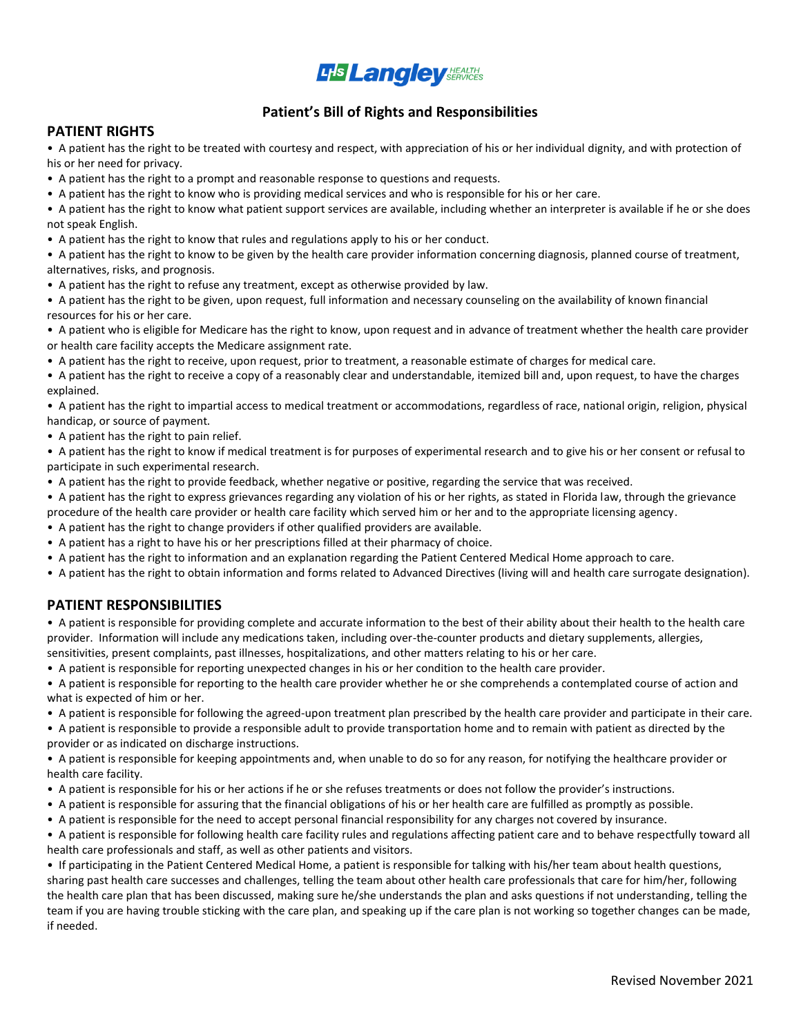LHS Langley HEALTH SERVICES

## Patient's Bill of Rights and Responsibilities

### PATIENT RIGHTS

- A patient has the right to be treated with courtesy and respect, with appreciation of his or her individual dignity, and with protection of his or her need for privacy.
- A patient has the right to a prompt and reasonable response to questions and requests.
- A patient has the right to know who is providing medical services and who is responsible for his or her care.
- A patient has the right to know what patient support services are available, including whether an interpreter is available if he or she does not speak English.
- A patient has the right to know that rules and regulations apply to his or her conduct.
- A patient has the right to know to be given by the health care provider information concerning diagnosis, planned course of treatment, alternatives, risks, and prognosis.
- A patient has the right to refuse any treatment, except as otherwise provided by law.
- A patient has the right to be given, upon request, full information and necessary counseling on the availability of known financial resources for his or her care.
- A patient who is eligible for Medicare has the right to know, upon request and in advance of treatment whether the health care provider or health care facility accepts the Medicare assignment rate.
- A patient has the right to receive, upon request, prior to treatment, a reasonable estimate of charges for medical care.
- A patient has the right to receive a copy of a reasonably clear and understandable, itemized bill and, upon request, to have the charges explained.
- A patient has the right to impartial access to medical treatment or accommodations, regardless of race, national origin, religion, physical handicap, or source of payment.
- A patient has the right to pain relief.
- A patient has the right to know if medical treatment is for purposes of experimental research and to give his or her consent or refusal to participate in such experimental research.
- A patient has the right to provide feedback, whether negative or positive, regarding the service that was received.
- A patient has the right to express grievances regarding any violation of his or her rights, as stated in Florida law, through the grievance procedure of the health care provider or health care facility which served him or her and to the appropriate licensing agency.
- A patient has the right to change providers if other qualified providers are available.
- A patient has a right to have his or her prescriptions filled at their pharmacy of choice.
- A patient has the right to information and an explanation regarding the Patient Centered Medical Home approach to care.
- A patient has the right to obtain information and forms related to Advanced Directives (living will and health care surrogate designation).

### PATIENT RESPONSIBILITIES

- A patient is responsible for providing complete and accurate information to the best of their ability about their health to the health care provider. Information will include any medications taken, including over-the-counter products and dietary supplements, allergies, sensitivities, present complaints, past illnesses, hospitalizations, and other matters relating to his or her care.
- A patient is responsible for reporting unexpected changes in his or her condition to the health care provider.
- A patient is responsible for reporting to the health care provider whether he or she comprehends a contemplated course of action and what is expected of him or her.
- A patient is responsible for following the agreed-upon treatment plan prescribed by the health care provider and participate in their care.
- A patient is responsible to provide a responsible adult to provide transportation home and to remain with patient as directed by the provider or as indicated on discharge instructions.
- A patient is responsible for keeping appointments and, when unable to do so for any reason, for notifying the healthcare provider or health care facility.
- A patient is responsible for his or her actions if he or she refuses treatments or does not follow the provider's instructions.
- A patient is responsible for assuring that the financial obligations of his or her health care are fulfilled as promptly as possible.
- A patient is responsible for the need to accept personal financial responsibility for any charges not covered by insurance.
- A patient is responsible for following health care facility rules and regulations affecting patient care and to behave respectfully toward all health care professionals and staff, as well as other patients and visitors.
- If participating in the Patient Centered Medical Home, a patient is responsible for talking with his/her team about health questions, sharing past health care successes and challenges, telling the team about other health care professionals that care for him/her, following the health care plan that has been discussed, making sure he/she understands the plan and asks questions if not understanding, telling the team if you are having trouble sticking with the care plan, and speaking up if the care plan is not working so together changes can be made, if needed.

Revised November 2021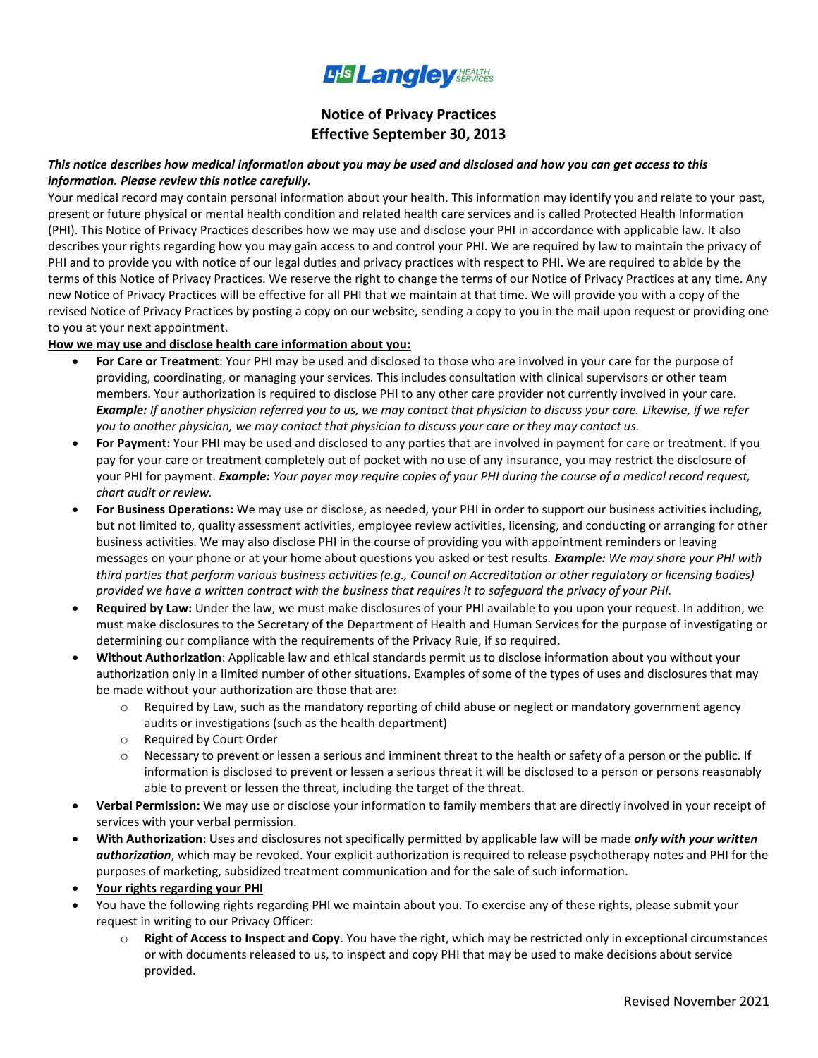# Notice of Privacy Practices
## Effective September 30, 2013

***This notice describes how medical information about you may be used and disclosed and how you can get access to this information. Please review this notice carefully.***

Your medical record may contain personal information about your health. This information may identify you and relate to your past, present or future physical or mental health condition and related health care services and is called Protected Health Information (PHI). This Notice of Privacy Practices describes how we may use and disclose your PHI in accordance with applicable law. It also describes your rights regarding how you may gain access to and control your PHI. We are required by law to maintain the privacy of PHI and to provide you with notice of our legal duties and privacy practices with respect to PHI. We are required to abide by the terms of this Notice of Privacy Practices. We reserve the right to change the terms of our Notice of Privacy Practices at any time. Any new Notice of Privacy Practices will be effective for all PHI that we maintain at that time. We will provide you with a copy of the revised Notice of Privacy Practices by posting a copy on our website, sending a copy to you in the mail upon request or providing one to you at your next appointment.

**How we may use and disclose health care information about you:**

- **For Care or Treatment**: Your PHI may be used and disclosed to those who are involved in your care for the purpose of providing, coordinating, or managing your services. This includes consultation with clinical supervisors or other team members. Your authorization is required to disclose PHI to any other care provider not currently involved in your care. ***Example:*** *If another physician referred you to us, we may contact that physician to discuss your care. Likewise, if we refer you to another physician, we may contact that physician to discuss your care or they may contact us.*
- **For Payment:** Your PHI may be used and disclosed to any parties that are involved in payment for care or treatment. If you pay for your care or treatment completely out of pocket with no use of any insurance, you may restrict the disclosure of your PHI for payment. ***Example:*** *Your payer may require copies of your PHI during the course of a medical record request, chart audit or review.*
- **For Business Operations:** We may use or disclose, as needed, your PHI in order to support our business activities including, but not limited to, quality assessment activities, employee review activities, licensing, and conducting or arranging for other business activities. We may also disclose PHI in the course of providing you with appointment reminders or leaving messages on your phone or at your home about questions you asked or test results. ***Example:*** *We may share your PHI with third parties that perform various business activities (e.g., Council on Accreditation or other regulatory or licensing bodies) provided we have a written contract with the business that requires it to safeguard the privacy of your PHI.*
- **Required by Law:** Under the law, we must make disclosures of your PHI available to you upon your request. In addition, we must make disclosures to the Secretary of the Department of Health and Human Services for the purpose of investigating or determining our compliance with the requirements of the Privacy Rule, if so required.
- **Without Authorization**: Applicable law and ethical standards permit us to disclose information about you without your authorization only in a limited number of other situations. Examples of some of the types of uses and disclosures that may be made without your authorization are those that are:
  - Required by Law, such as the mandatory reporting of child abuse or neglect or mandatory government agency audits or investigations (such as the health department)
  - Required by Court Order
  - Necessary to prevent or lessen a serious and imminent threat to the health or safety of a person or the public. If information is disclosed to prevent or lessen a serious threat it will be disclosed to a person or persons reasonably able to prevent or lessen the threat, including the target of the threat.
- **Verbal Permission:** We may use or disclose your information to family members that are directly involved in your receipt of services with your verbal permission.
- **With Authorization**: Uses and disclosures not specifically permitted by applicable law will be made ***only with your written authorization***, which may be revoked. Your explicit authorization is required to release psychotherapy notes and PHI for the purposes of marketing, subsidized treatment communication and for the sale of such information.
- **Your rights regarding your PHI**
- You have the following rights regarding PHI we maintain about you. To exercise any of these rights, please submit your request in writing to our Privacy Officer:
  - **Right of Access to Inspect and Copy**. You have the right, which may be restricted only in exceptional circumstances or with documents released to us, to inspect and copy PHI that may be used to make decisions about service provided.

Revised November 2021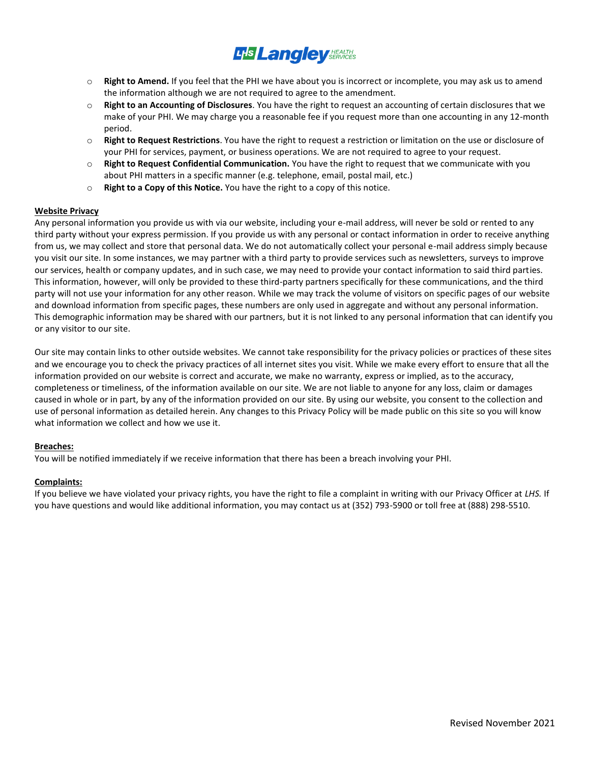- **Right to Amend.** If you feel that the PHI we have about you is incorrect or incomplete, you may ask us to amend the information although we are not required to agree to the amendment.
- **Right to an Accounting of Disclosures**. You have the right to request an accounting of certain disclosures that we make of your PHI. We may charge you a reasonable fee if you request more than one accounting in any 12-month period.
- **Right to Request Restrictions**. You have the right to request a restriction or limitation on the use or disclosure of your PHI for services, payment, or business operations. We are not required to agree to your request.
- **Right to Request Confidential Communication.** You have the right to request that we communicate with you about PHI matters in a specific manner (e.g. telephone, email, postal mail, etc.)
- **Right to a Copy of this Notice.** You have the right to a copy of this notice.

**Website Privacy**

Any personal information you provide us with via our website, including your e-mail address, will never be sold or rented to any third party without your express permission. If you provide us with any personal or contact information in order to receive anything from us, we may collect and store that personal data. We do not automatically collect your personal e-mail address simply because you visit our site. In some instances, we may partner with a third party to provide services such as newsletters, surveys to improve our services, health or company updates, and in such case, we may need to provide your contact information to said third parties. This information, however, will only be provided to these third-party partners specifically for these communications, and the third party will not use your information for any other reason. While we may track the volume of visitors on specific pages of our website and download information from specific pages, these numbers are only used in aggregate and without any personal information. This demographic information may be shared with our partners, but it is not linked to any personal information that can identify you or any visitor to our site.

Our site may contain links to other outside websites. We cannot take responsibility for the privacy policies or practices of these sites and we encourage you to check the privacy practices of all internet sites you visit. While we make every effort to ensure that all the information provided on our website is correct and accurate, we make no warranty, express or implied, as to the accuracy, completeness or timeliness, of the information available on our site. We are not liable to anyone for any loss, claim or damages caused in whole or in part, by any of the information provided on our site. By using our website, you consent to the collection and use of personal information as detailed herein. Any changes to this Privacy Policy will be made public on this site so you will know what information we collect and how we use it.

**Breaches:**

You will be notified immediately if we receive information that there has been a breach involving your PHI.

**Complaints:**

If you believe we have violated your privacy rights, you have the right to file a complaint in writing with our Privacy Officer at *LHS.* If you have questions and would like additional information, you may contact us at (352) 793-5900 or toll free at (888) 298-5510.

Revised November 2021